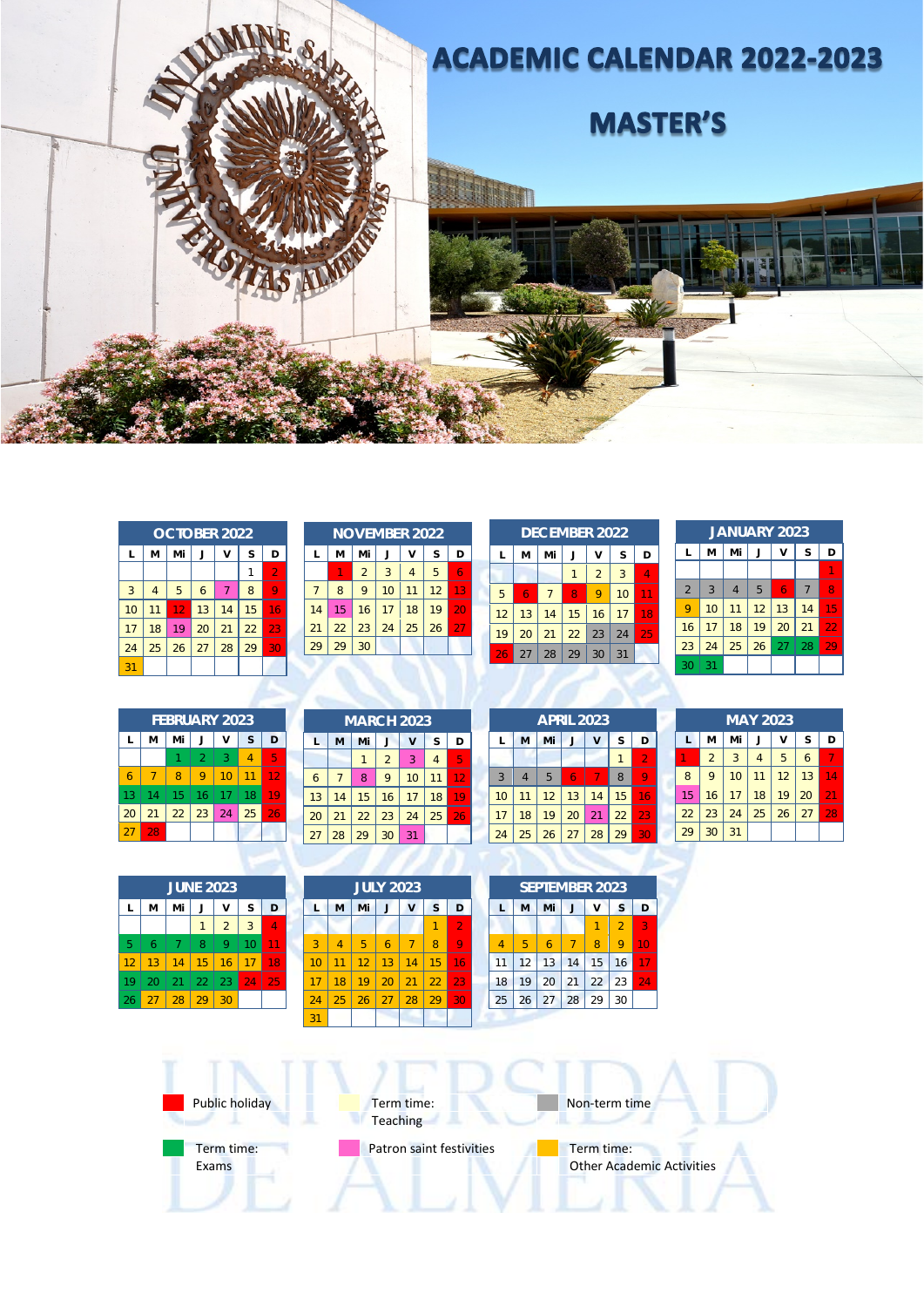# ACADEMIC CALENDAR 2022-2023

## MASTER'S

### OCTOBER 2022

| L | M | Mi | J | V | S | D |
|---|---|---|---|---|---|---|
| | | | | | 1 | 2 |
| 3 | 4 | 5 | 6 | 7 | 8 | 9 |
| 10 | 11 | 12 | 13 | 14 | 15 | 16 |
| 17 | 18 | 19 | 20 | 21 | 22 | 23 |
| 24 | 25 | 26 | 27 | 28 | 29 | 30 |
| 31 | | | | | | |

### NOVEMBER 2022

| L | M | Mi | J | V | S | D |
|---|---|---|---|---|---|---|
| | 1 | 2 | 3 | 4 | 5 | 6 |
| 7 | 8 | 9 | 10 | 11 | 12 | 13 |
| 14 | 15 | 16 | 17 | 18 | 19 | 20 |
| 21 | 22 | 23 | 24 | 25 | 26 | 27 |
| 29 | 29 | 30 | | | | |

### DECEMBER 2022

| L | M | Mi | J | V | S | D |
|---|---|---|---|---|---|---|
| | | | 1 | 2 | 3 | 4 |
| 5 | 6 | 7 | 8 | 9 | 10 | 11 |
| 12 | 13 | 14 | 15 | 16 | 17 | 18 |
| 19 | 20 | 21 | 22 | 23 | 24 | 25 |
| 26 | 27 | 28 | 29 | 30 | 31 | |

### JANUARY 2023

| L | M | Mi | J | V | S | D |
|---|---|---|---|---|---|---|
| | | | | | | 1 |
| 2 | 3 | 4 | 5 | 6 | 7 | 8 |
| 9 | 10 | 11 | 12 | 13 | 14 | 15 |
| 16 | 17 | 18 | 19 | 20 | 21 | 22 |
| 23 | 24 | 25 | 26 | 27 | 28 | 29 |
| 30 | 31 | | | | | |

### FEBRUARY 2023

| L | M | Mi | J | V | S | D |
|---|---|---|---|---|---|---|
| | | 1 | 2 | 3 | 4 | 5 |
| 6 | 7 | 8 | 9 | 10 | 11 | 12 |
| 13 | 14 | 15 | 16 | 17 | 18 | 19 |
| 20 | 21 | 22 | 23 | 24 | 25 | 26 |
| 27 | 28 | | | | | |

### MARCH 2023

| L | M | Mi | J | V | S | D |
|---|---|---|---|---|---|---|
| | | 1 | 2 | 3 | 4 | 5 |
| 6 | 7 | 8 | 9 | 10 | 11 | 12 |
| 13 | 14 | 15 | 16 | 17 | 18 | 19 |
| 20 | 21 | 22 | 23 | 24 | 25 | 26 |
| 27 | 28 | 29 | 30 | 31 | | |

### APRIL 2023

| L | M | Mi | J | V | S | D |
|---|---|---|---|---|---|---|
| | | | | | 1 | 2 |
| 3 | 4 | 5 | 6 | 7 | 8 | 9 |
| 10 | 11 | 12 | 13 | 14 | 15 | 16 |
| 17 | 18 | 19 | 20 | 21 | 22 | 23 |
| 24 | 25 | 26 | 27 | 28 | 29 | 30 |

### MAY 2023

| L | M | Mi | J | V | S | D |
|---|---|---|---|---|---|---|
| 1 | 2 | 3 | 4 | 5 | 6 | 7 |
| 8 | 9 | 10 | 11 | 12 | 13 | 14 |
| 15 | 16 | 17 | 18 | 19 | 20 | 21 |
| 22 | 23 | 24 | 25 | 26 | 27 | 28 |
| 29 | 30 | 31 | | | | |

### JUNE 2023

| L | M | Mi | J | V | S | D |
|---|---|---|---|---|---|---|
| | | | 1 | 2 | 3 | 4 |
| 5 | 6 | 7 | 8 | 9 | 10 | 11 |
| 12 | 13 | 14 | 15 | 16 | 17 | 18 |
| 19 | 20 | 21 | 22 | 23 | 24 | 25 |
| 26 | 27 | 28 | 29 | 30 | | |

### JULY 2023

| L | M | Mi | J | V | S | D |
|---|---|---|---|---|---|---|
| | | | | | 1 | 2 |
| 3 | 4 | 5 | 6 | 7 | 8 | 9 |
| 10 | 11 | 12 | 13 | 14 | 15 | 16 |
| 17 | 18 | 19 | 20 | 21 | 22 | 23 |
| 24 | 25 | 26 | 27 | 28 | 29 | 30 |
| 31 | | | | | | |

### SEPTEMBER 2023

| L | M | Mi | J | V | S | D |
|---|---|---|---|---|---|---|
| | | | | 1 | 2 | 3 |
| 4 | 5 | 6 | 7 | 8 | 9 | 10 |
| 11 | 12 | 13 | 14 | 15 | 16 | 17 |
| 18 | 19 | 20 | 21 | 22 | 23 | 24 |
| 25 | 26 | 27 | 28 | 29 | 30 | |

- Public holiday
- Term time: Teaching
- Non-term time
- Term time: Exams
- Patron saint festivities
- Term time: Other Academic Activities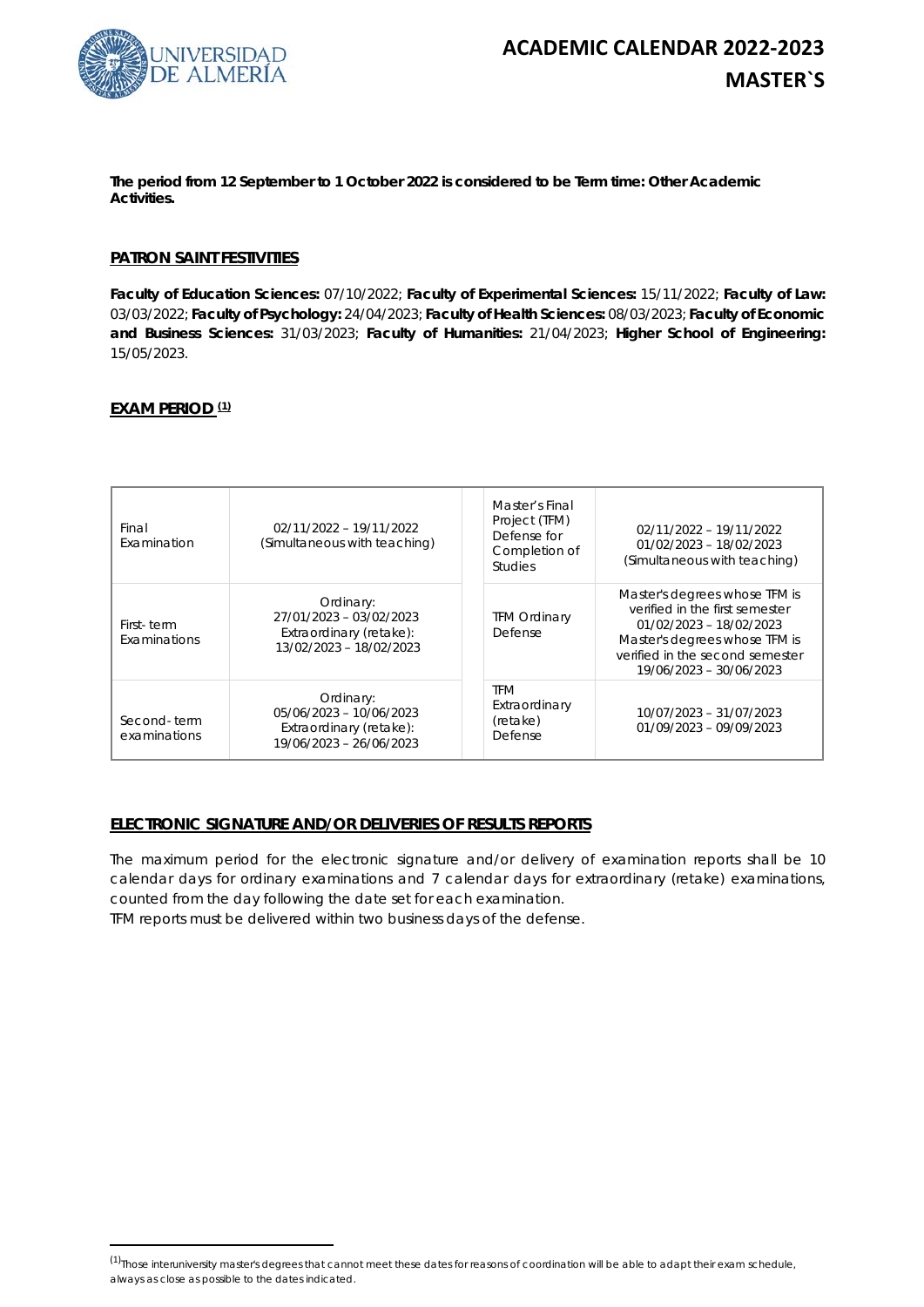# ACADEMIC CALENDAR 2022-2023 MASTER`S

**The period from 12 September to 1 October 2022 is considered to be Term time: Other Academic Activities.**

## PATRON SAINT FESTIVITIES

**Faculty of Education Sciences:** 07/10/2022; **Faculty of Experimental Sciences:** 15/11/2022; **Faculty of Law:** 03/03/2022; **Faculty of Psychology:** 24/04/2023; **Faculty of Health Sciences:** 08/03/2023; **Faculty of Economic and Business Sciences:** 31/03/2023; **Faculty of Humanities:** 21/04/2023; **Higher School of Engineering:** 15/05/2023.

## EXAM PERIOD [(1)]

| | | | |
|---|---|---|---|
| Final Examination | 02/11/2022 – 19/11/2022 (Simultaneous with teaching) | Master's Final Project (TFM) Defense for Completion of Studies | 02/11/2022 – 19/11/2022<br>01/02/2023 – 18/02/2023<br>(Simultaneous with teaching) |
| First- term Examinations | Ordinary:<br>27/01/2023 – 03/02/2023<br>Extraordinary (retake):<br>13/02/2023 – 18/02/2023 | TFM Ordinary Defense | Master's degrees whose TFM is verified in the first semester<br>01/02/2023 – 18/02/2023<br>Master's degrees whose TFM is verified in the second semester<br>19/06/2023 – 30/06/2023 |
| Second- term examinations | Ordinary:<br>05/06/2023 – 10/06/2023<br>Extraordinary (retake):<br>19/06/2023 – 26/06/2023 | TFM Extraordinary (retake) Defense | 10/07/2023 – 31/07/2023<br>01/09/2023 – 09/09/2023 |

## ELECTRONIC SIGNATURE AND/OR DELIVERIES OF RESULTS REPORTS

The maximum period for the electronic signature and/or delivery of examination reports shall be 10 calendar days for ordinary examinations and 7 calendar days for extraordinary (retake) examinations, counted from the day following the date set for each examination.

TFM reports must be delivered within two business days of the defense.

---

[(1)]Those interuniversity master's degrees that cannot meet these dates for reasons of coordination will be able to adapt their exam schedule, always as close as possible to the dates indicated.